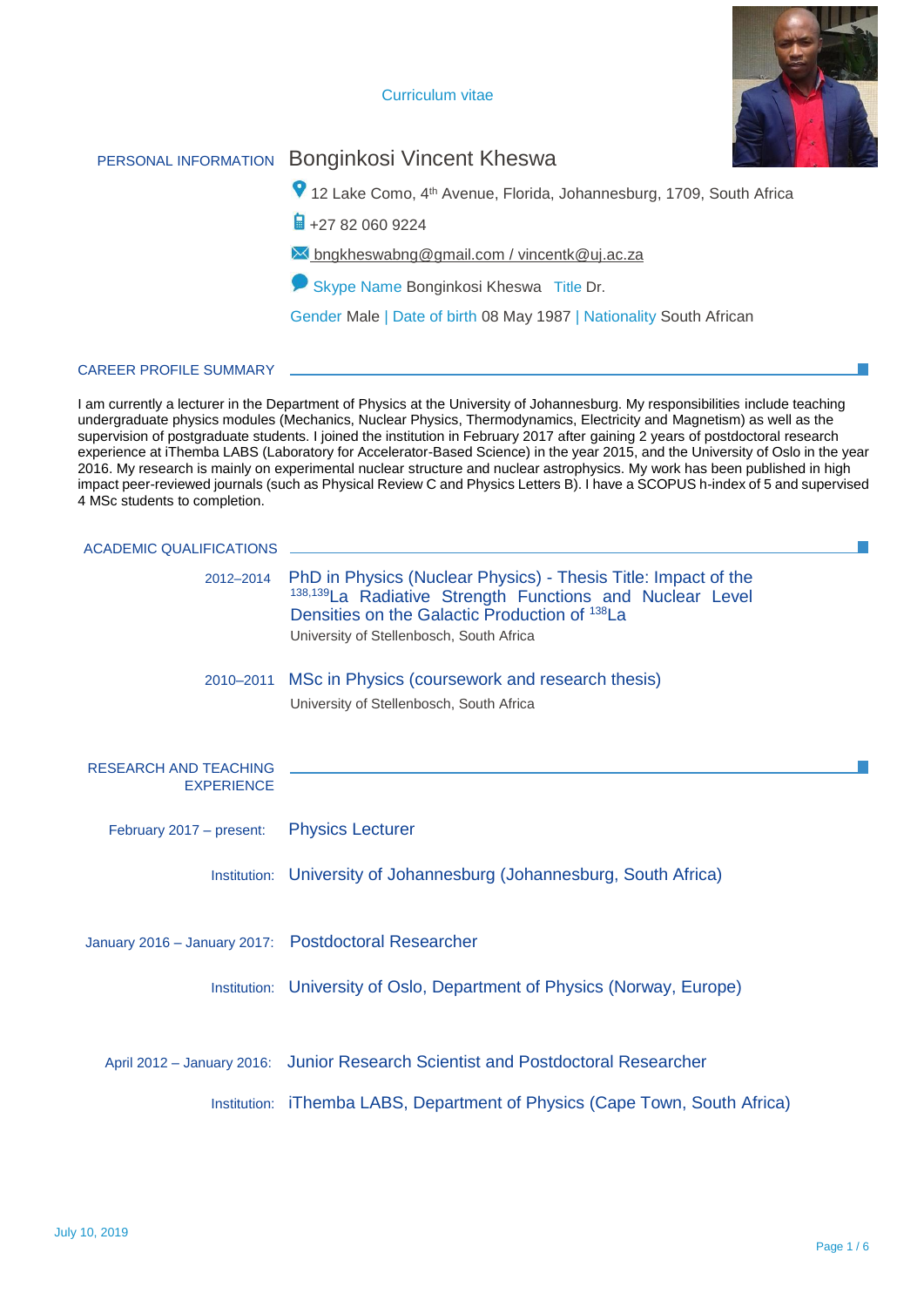# Curriculum vitae

## PERSONAL INFORMATION

**Bonginkosi Vincent Kheswa**

12 Lake Como, 4th Avenue, Florida, Johannesburg, 1709, South Africa

+27 82 060 9224

bngkheswabng@gmail.com / vincentk@uj.ac.za

Skype Name Bonginkosi Kheswa Title Dr.

Gender Male | Date of birth 08 May 1987 | Nationality South African

## CAREER PROFILE SUMMARY

I am currently a lecturer in the Department of Physics at the University of Johannesburg. My responsibilities include teaching undergraduate physics modules (Mechanics, Nuclear Physics, Thermodynamics, Electricity and Magnetism) as well as the supervision of postgraduate students. I joined the institution in February 2017 after gaining 2 years of postdoctoral research experience at iThemba LABS (Laboratory for Accelerator-Based Science) in the year 2015, and the University of Oslo in the year 2016. My research is mainly on experimental nuclear structure and nuclear astrophysics. My work has been published in high impact peer-reviewed journals (such as Physical Review C and Physics Letters B). I have a SCOPUS h-index of 5 and supervised 4 MSc students to completion.

## ACADEMIC QUALIFICATIONS

**2012–2014** PhD in Physics (Nuclear Physics) - Thesis Title: Impact of the $^{138,139}$La Radiative Strength Functions and Nuclear Level Densities on the Galactic Production of $^{138}$La

University of Stellenbosch, South Africa

**2010–2011** MSc in Physics (coursework and research thesis)

University of Stellenbosch, South Africa

## RESEARCH AND TEACHING EXPERIENCE

**February 2017 – present:** Physics Lecturer

Institution: University of Johannesburg (Johannesburg, South Africa)

**January 2016 – January 2017:** Postdoctoral Researcher

Institution: University of Oslo, Department of Physics (Norway, Europe)

**April 2012 – January 2016:** Junior Research Scientist and Postdoctoral Researcher

Institution: iThemba LABS, Department of Physics (Cape Town, South Africa)

July 10, 2019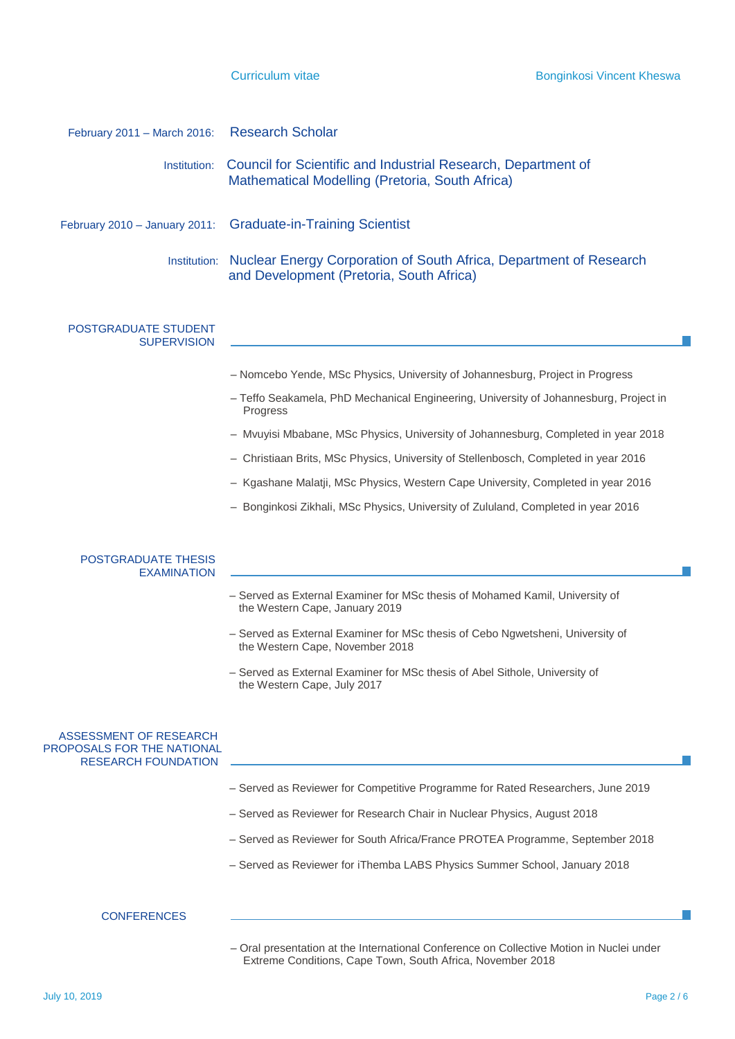**February 2011 – March 2016:** Research Scholar

Institution: Council for Scientific and Industrial Research, Department of Mathematical Modelling (Pretoria, South Africa)

**February 2010 – January 2011:** Graduate-in-Training Scientist

Institution: Nuclear Energy Corporation of South Africa, Department of Research and Development (Pretoria, South Africa)

## POSTGRADUATE STUDENT SUPERVISION

- Nomcebo Yende, MSc Physics, University of Johannesburg, Project in Progress
- Teffo Seakamela, PhD Mechanical Engineering, University of Johannesburg, Project in Progress
- Mvuyisi Mbabane, MSc Physics, University of Johannesburg, Completed in year 2018
- Christiaan Brits, MSc Physics, University of Stellenbosch, Completed in year 2016
- Kgashane Malatji, MSc Physics, Western Cape University, Completed in year 2016
- Bonginkosi Zikhali, MSc Physics, University of Zululand, Completed in year 2016

## POSTGRADUATE THESIS EXAMINATION

- Served as External Examiner for MSc thesis of Mohamed Kamil, University of the Western Cape, January 2019
- Served as External Examiner for MSc thesis of Cebo Ngwetsheni, University of the Western Cape, November 2018
- Served as External Examiner for MSc thesis of Abel Sithole, University of the Western Cape, July 2017

## ASSESSMENT OF RESEARCH PROPOSALS FOR THE NATIONAL RESEARCH FOUNDATION

- Served as Reviewer for Competitive Programme for Rated Researchers, June 2019
- Served as Reviewer for Research Chair in Nuclear Physics, August 2018
- Served as Reviewer for South Africa/France PROTEA Programme, September 2018
- Served as Reviewer for iThemba LABS Physics Summer School, January 2018

## CONFERENCES

- Oral presentation at the International Conference on Collective Motion in Nuclei under Extreme Conditions, Cape Town, South Africa, November 2018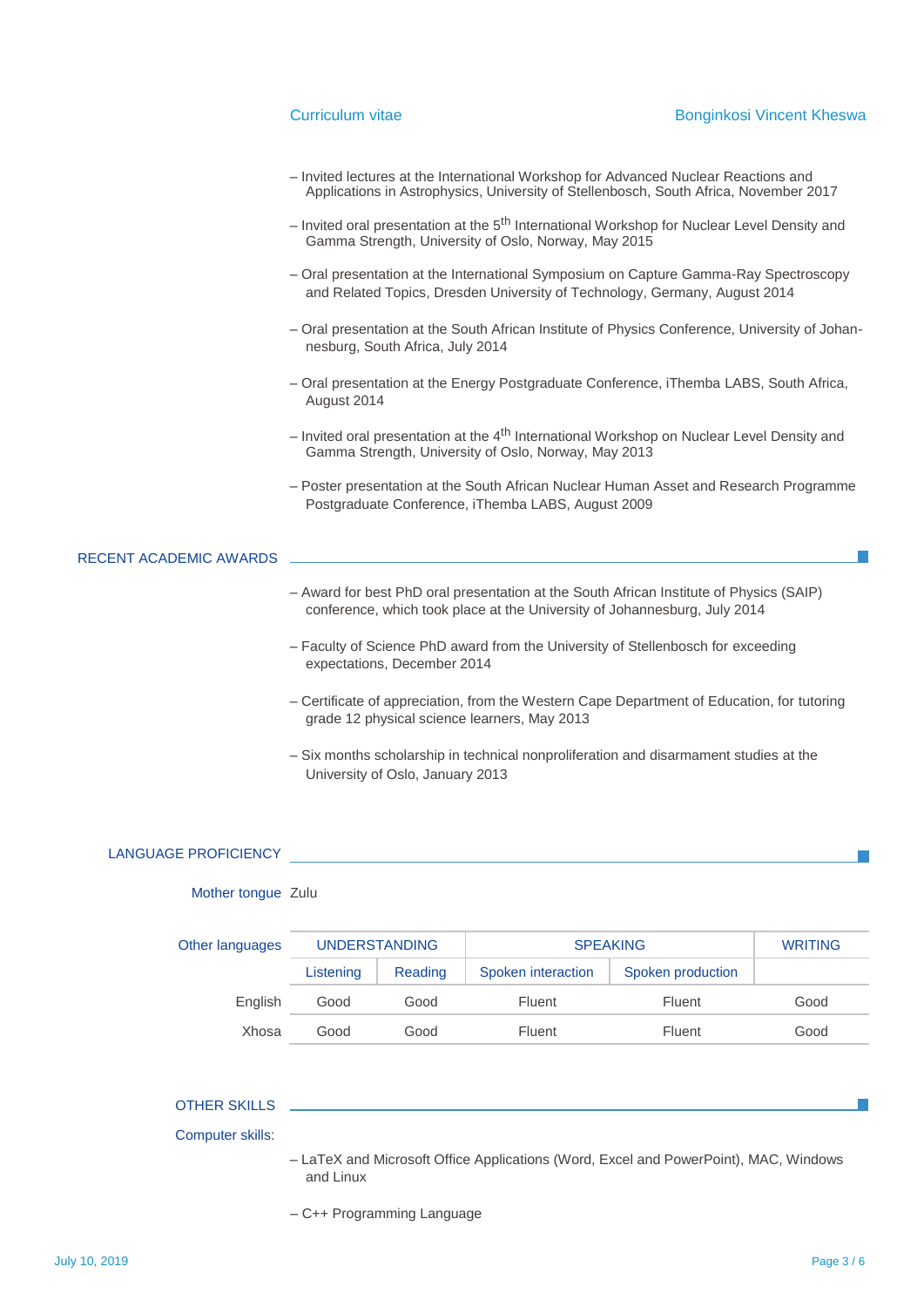– Invited lectures at the International Workshop for Advanced Nuclear Reactions and Applications in Astrophysics, University of Stellenbosch, South Africa, November 2017

– Invited oral presentation at the 5th International Workshop for Nuclear Level Density and Gamma Strength, University of Oslo, Norway, May 2015

– Oral presentation at the International Symposium on Capture Gamma-Ray Spectroscopy and Related Topics, Dresden University of Technology, Germany, August 2014

– Oral presentation at the South African Institute of Physics Conference, University of Johannesburg, South Africa, July 2014

– Oral presentation at the Energy Postgraduate Conference, iThemba LABS, South Africa, August 2014

– Invited oral presentation at the 4th International Workshop on Nuclear Level Density and Gamma Strength, University of Oslo, Norway, May 2013

– Poster presentation at the South African Nuclear Human Asset and Research Programme Postgraduate Conference, iThemba LABS, August 2009

## RECENT ACADEMIC AWARDS

– Award for best PhD oral presentation at the South African Institute of Physics (SAIP) conference, which took place at the University of Johannesburg, July 2014

– Faculty of Science PhD award from the University of Stellenbosch for exceeding expectations, December 2014

– Certificate of appreciation, from the Western Cape Department of Education, for tutoring grade 12 physical science learners, May 2013

– Six months scholarship in technical nonproliferation and disarmament studies at the University of Oslo, January 2013

## LANGUAGE PROFICIENCY

**Mother tongue** Zulu

| Other languages | UNDERSTANDING | | SPEAKING | | WRITING |
|---|---|---|---|---|---|
| | Listening | Reading | Spoken interaction | Spoken production | |
| English | Good | Good | Fluent | Fluent | Good |
| Xhosa | Good | Good | Fluent | Fluent | Good |

## OTHER SKILLS

**Computer skills:**

– LaTeX and Microsoft Office Applications (Word, Excel and PowerPoint), MAC, Windows and Linux

– C++ Programming Language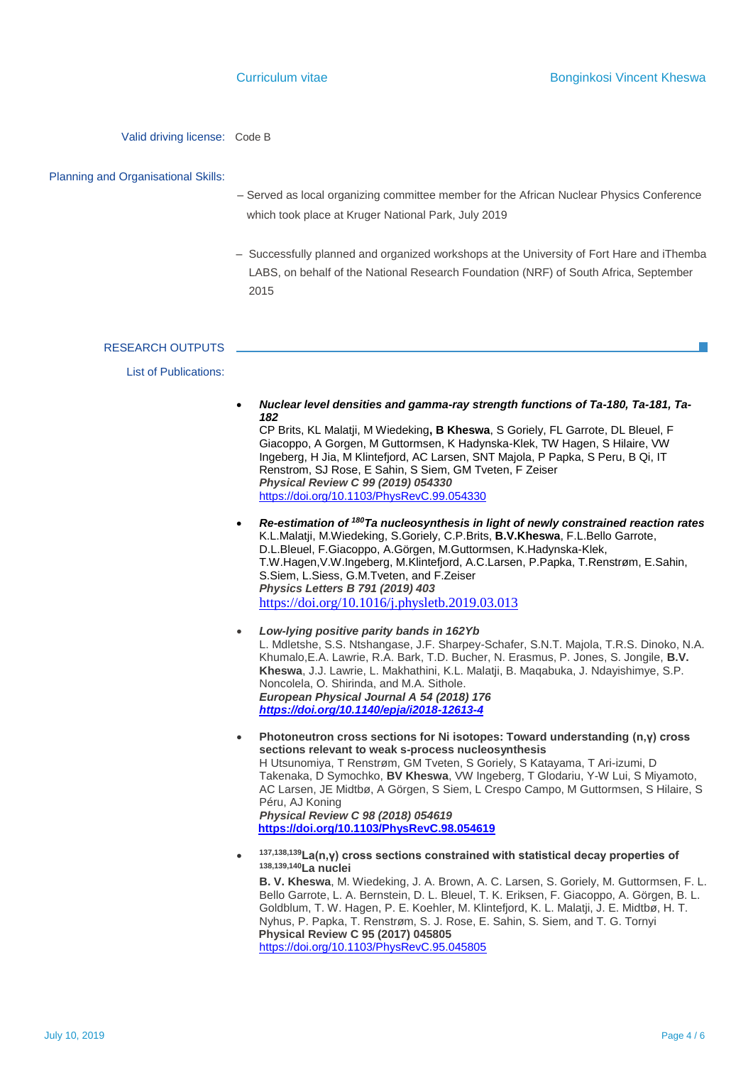**Valid driving license:** Code B

**Planning and Organisational Skills:**

– Served as local organizing committee member for the African Nuclear Physics Conference which took place at Kruger National Park, July 2019

– Successfully planned and organized workshops at the University of Fort Hare and iThemba LABS, on behalf of the National Research Foundation (NRF) of South Africa, September 2015

## RESEARCH OUTPUTS

### List of Publications:

- ***Nuclear level densities and gamma-ray strength functions of Ta-180, Ta-181, Ta-182***
  CP Brits, KL Malatji, M Wiedeking**, B Kheswa**, S Goriely, FL Garrote, DL Bleuel, F Giacoppo, A Gorgen, M Guttormsen, K Hadynska-Klek, TW Hagen, S Hilaire, VW Ingeberg, H Jia, M Klintefjord, AC Larsen, SNT Majola, P Papka, S Peru, B Qi, IT Renstrom, SJ Rose, E Sahin, S Siem, GM Tveten, F Zeiser
  ***Physical Review C 99 (2019) 054330***
  https://doi.org/10.1103/PhysRevC.99.054330

- ***Re-estimation of $^{180}$Ta nucleosynthesis in light of newly constrained reaction rates***
  K.L.Malatji, M.Wiedeking, S.Goriely, C.P.Brits, **B.V.Kheswa**, F.L.Bello Garrote, D.L.Bleuel, F.Giacoppo, A.Görgen, M.Guttormsen, K.Hadynska-Klek, T.W.Hagen,V.W.Ingeberg, M.Klintefjord, A.C.Larsen, P.Papka, T.Renstrøm, E.Sahin, S.Siem, L.Siess, G.M.Tveten, and F.Zeiser
  ***Physics Letters B 791 (2019) 403***
  https://doi.org/10.1016/j.physletb.2019.03.013

- ***Low-lying positive parity bands in 162Yb***
  L. Mdletshe, S.S. Ntshangase, J.F. Sharpey-Schafer, S.N.T. Majola, T.R.S. Dinoko, N.A. Khumalo,E.A. Lawrie, R.A. Bark, T.D. Bucher, N. Erasmus, P. Jones, S. Jongile, **B.V. Kheswa**, J.J. Lawrie, L. Makhathini, K.L. Malatji, B. Maqabuka, J. Ndayishimye, S.P. Noncolela, O. Shirinda, and M.A. Sithole.
  ***European Physical Journal A 54 (2018) 176***
  ***https://doi.org/10.1140/epja/i2018-12613-4***

- **Photoneutron cross sections for Ni isotopes: Toward understanding (n,γ) cross sections relevant to weak s-process nucleosynthesis**
  H Utsunomiya, T Renstrøm, GM Tveten, S Goriely, S Katayama, T Ari-izumi, D Takenaka, D Symochko, **BV Kheswa**, VW Ingeberg, T Glodariu, Y-W Lui, S Miyamoto, AC Larsen, JE Midtbø, A Görgen, S Siem, L Crespo Campo, M Guttormsen, S Hilaire, S Péru, AJ Koning
  ***Physical Review C 98 (2018) 054619***
  **https://doi.org/10.1103/PhysRevC.98.054619**

- **$^{137,138,139}$La(n,γ) cross sections constrained with statistical decay properties of $^{138,139,140}$La nuclei**
  **B. V. Kheswa**, M. Wiedeking, J. A. Brown, A. C. Larsen, S. Goriely, M. Guttormsen, F. L. Bello Garrote, L. A. Bernstein, D. L. Bleuel, T. K. Eriksen, F. Giacoppo, A. Görgen, B. L. Goldblum, T. W. Hagen, P. E. Koehler, M. Klintefjord, K. L. Malatji, J. E. Midtbø, H. T. Nyhus, P. Papka, T. Renstrøm, S. J. Rose, E. Sahin, S. Siem, and T. G. Tornyi
  **Physical Review C 95 (2017) 045805**
  https://doi.org/10.1103/PhysRevC.95.045805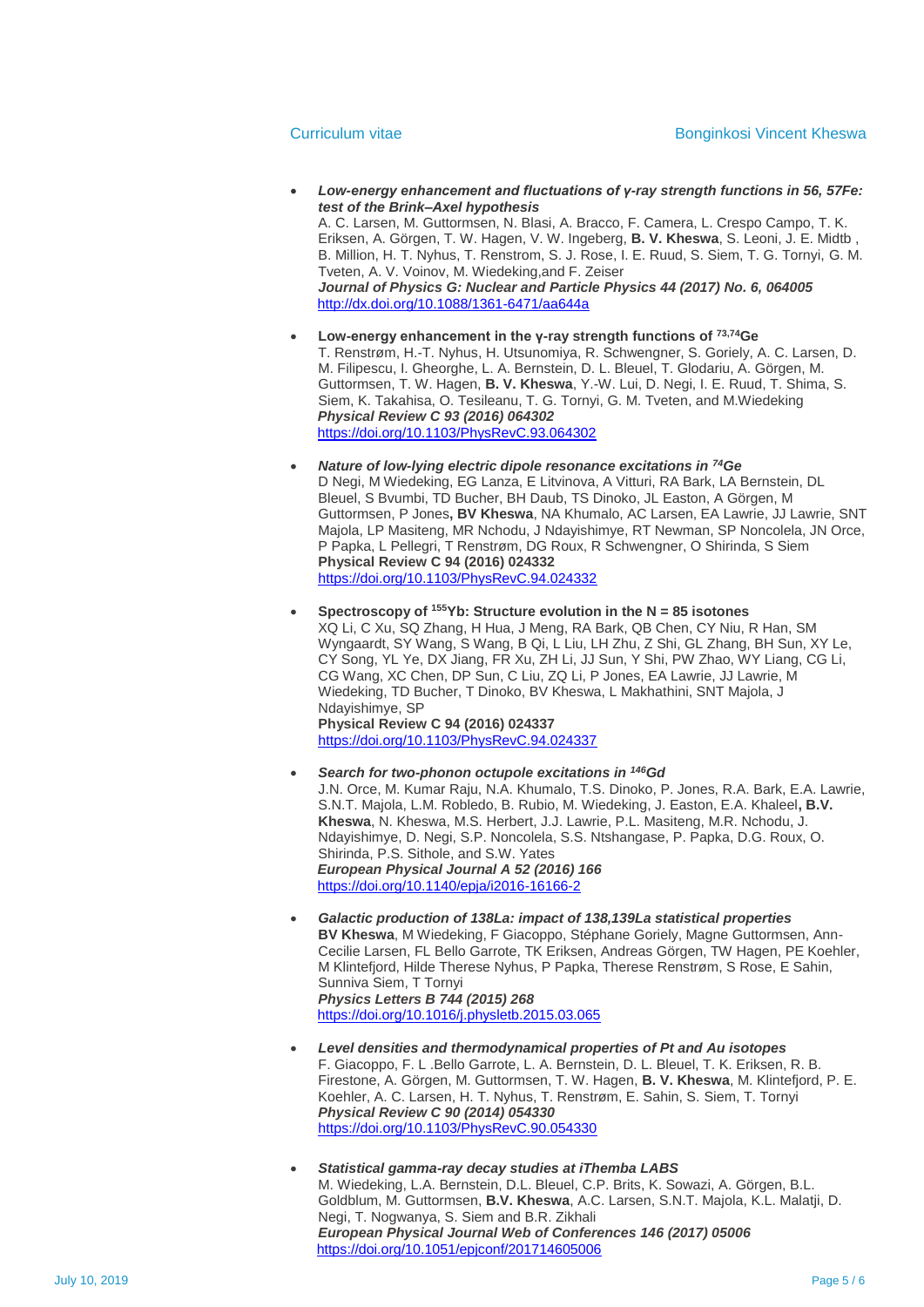- ***Low-energy enhancement and fluctuations of γ-ray strength functions in 56, 57Fe: test of the Brink–Axel hypothesis***
  A. C. Larsen, M. Guttormsen, N. Blasi, A. Bracco, F. Camera, L. Crespo Campo, T. K. Eriksen, A. Görgen, T. W. Hagen, V. W. Ingeberg, **B. V. Kheswa**, S. Leoni, J. E. Midtb , B. Million, H. T. Nyhus, T. Renstrom, S. J. Rose, I. E. Ruud, S. Siem, T. G. Tornyi, G. M. Tveten, A. V. Voinov, M. Wiedeking,and F. Zeiser
  ***Journal of Physics G: Nuclear and Particle Physics 44 (2017) No. 6, 064005***
  http://dx.doi.org/10.1088/1361-6471/aa644a

- **Low-energy enhancement in the γ-ray strength functions of $^{73,74}$Ge**
  T. Renstrøm, H.-T. Nyhus, H. Utsunomiya, R. Schwengner, S. Goriely, A. C. Larsen, D. M. Filipescu, I. Gheorghe, L. A. Bernstein, D. L. Bleuel, T. Glodariu, A. Görgen, M. Guttormsen, T. W. Hagen, **B. V. Kheswa**, Y.-W. Lui, D. Negi, I. E. Ruud, T. Shima, S. Siem, K. Takahisa, O. Tesileanu, T. G. Tornyi, G. M. Tveten, and M.Wiedeking
  ***Physical Review C 93 (2016) 064302***
  https://doi.org/10.1103/PhysRevC.93.064302

- ***Nature of low-lying electric dipole resonance excitations in $^{74}$Ge***
  D Negi, M Wiedeking, EG Lanza, E Litvinova, A Vitturi, RA Bark, LA Bernstein, DL Bleuel, S Bvumbi, TD Bucher, BH Daub, TS Dinoko, JL Easton, A Görgen, M Guttormsen, P Jones**, BV Kheswa**, NA Khumalo, AC Larsen, EA Lawrie, JJ Lawrie, SNT Majola, LP Masiteng, MR Nchodu, J Ndayishimye, RT Newman, SP Noncolela, JN Orce, P Papka, L Pellegri, T Renstrøm, DG Roux, R Schwengner, O Shirinda, S Siem
  **Physical Review C 94 (2016) 024332**
  https://doi.org/10.1103/PhysRevC.94.024332

- **Spectroscopy of $^{155}$Yb: Structure evolution in the N = 85 isotones**
  XQ Li, C Xu, SQ Zhang, H Hua, J Meng, RA Bark, QB Chen, CY Niu, R Han, SM Wyngaardt, SY Wang, S Wang, B Qi, L Liu, LH Zhu, Z Shi, GL Zhang, BH Sun, XY Le, CY Song, YL Ye, DX Jiang, FR Xu, ZH Li, JJ Sun, Y Shi, PW Zhao, WY Liang, CG Li, CG Wang, XC Chen, DP Sun, C Liu, ZQ Li, P Jones, EA Lawrie, JJ Lawrie, M Wiedeking, TD Bucher, T Dinoko, BV Kheswa, L Makhathini, SNT Majola, J Ndayishimye, SP
  **Physical Review C 94 (2016) 024337**
  https://doi.org/10.1103/PhysRevC.94.024337

- ***Search for two-phonon octupole excitations in $^{146}$Gd***
  J.N. Orce, M. Kumar Raju, N.A. Khumalo, T.S. Dinoko, P. Jones, R.A. Bark, E.A. Lawrie, S.N.T. Majola, L.M. Robledo, B. Rubio, M. Wiedeking, J. Easton, E.A. Khaleel**, B.V. Kheswa**, N. Kheswa, M.S. Herbert, J.J. Lawrie, P.L. Masiteng, M.R. Nchodu, J. Ndayishimye, D. Negi, S.P. Noncolela, S.S. Ntshangase, P. Papka, D.G. Roux, O. Shirinda, P.S. Sithole, and S.W. Yates
  ***European Physical Journal A 52 (2016) 166***
  https://doi.org/10.1140/epja/i2016-16166-2

- ***Galactic production of 138La: impact of 138,139La statistical properties***
  **BV Kheswa**, M Wiedeking, F Giacoppo, Stéphane Goriely, Magne Guttormsen, Ann-Cecilie Larsen, FL Bello Garrote, TK Eriksen, Andreas Görgen, TW Hagen, PE Koehler, M Klintefjord, Hilde Therese Nyhus, P Papka, Therese Renstrøm, S Rose, E Sahin, Sunniva Siem, T Tornyi
  ***Physics Letters B 744 (2015) 268***
  https://doi.org/10.1016/j.physletb.2015.03.065

- ***Level densities and thermodynamical properties of Pt and Au isotopes***
  F. Giacoppo, F. L .Bello Garrote, L. A. Bernstein, D. L. Bleuel, T. K. Eriksen, R. B. Firestone, A. Görgen, M. Guttormsen, T. W. Hagen, **B. V. Kheswa**, M. Klintefjord, P. E. Koehler, A. C. Larsen, H. T. Nyhus, T. Renstrøm, E. Sahin, S. Siem, T. Tornyi
  ***Physical Review C 90 (2014) 054330***
  https://doi.org/10.1103/PhysRevC.90.054330

- ***Statistical gamma-ray decay studies at iThemba LABS***
  M. Wiedeking, L.A. Bernstein, D.L. Bleuel, C.P. Brits, K. Sowazi, A. Görgen, B.L. Goldblum, M. Guttormsen, **B.V. Kheswa**, A.C. Larsen, S.N.T. Majola, K.L. Malatji, D. Negi, T. Nogwanya, S. Siem and B.R. Zikhali
  ***European Physical Journal Web of Conferences 146 (2017) 05006***
  https://doi.org/10.1051/epjconf/201714605006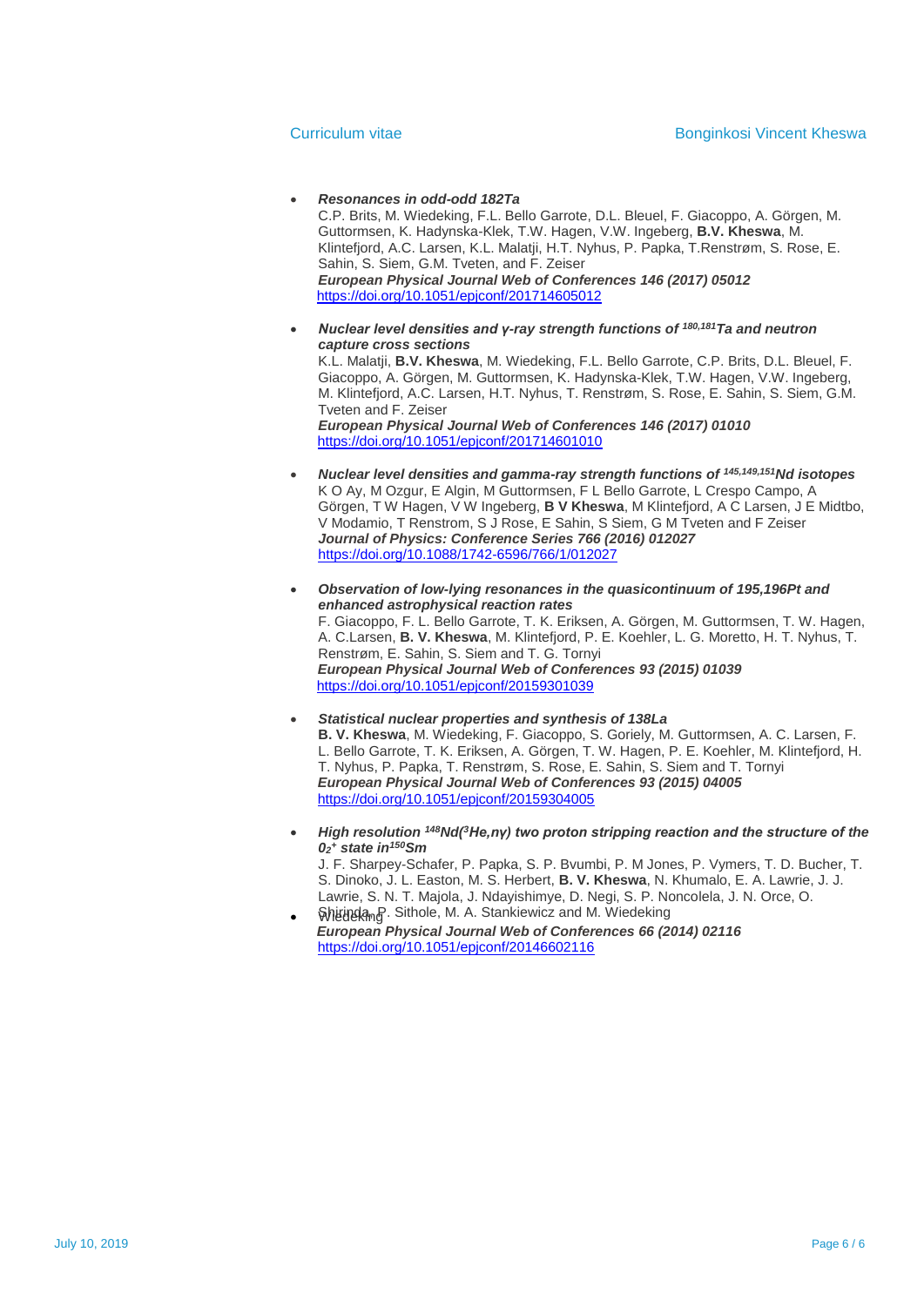- ***Resonances in odd-odd 182Ta***
  C.P. Brits, M. Wiedeking, F.L. Bello Garrote, D.L. Bleuel, F. Giacoppo, A. Görgen, M. Guttormsen, K. Hadynska-Klek, T.W. Hagen, V.W. Ingeberg, **B.V. Kheswa**, M. Klintefjord, A.C. Larsen, K.L. Malatji, H.T. Nyhus, P. Papka, T.Renstrøm, S. Rose, E. Sahin, S. Siem, G.M. Tveten, and F. Zeiser
  ***European Physical Journal Web of Conferences 146 (2017) 05012***
  https://doi.org/10.1051/epjconf/201714605012

- ***Nuclear level densities and γ-ray strength functions of $^{180,181}$Ta and neutron capture cross sections***
  K.L. Malatji, **B.V. Kheswa**, M. Wiedeking, F.L. Bello Garrote, C.P. Brits, D.L. Bleuel, F. Giacoppo, A. Görgen, M. Guttormsen, K. Hadynska-Klek, T.W. Hagen, V.W. Ingeberg, M. Klintefjord, A.C. Larsen, H.T. Nyhus, T. Renstrøm, S. Rose, E. Sahin, S. Siem, G.M. Tveten and F. Zeiser
  ***European Physical Journal Web of Conferences 146 (2017) 01010***
  https://doi.org/10.1051/epjconf/201714601010

- ***Nuclear level densities and gamma-ray strength functions of $^{145,149,151}$Nd isotopes***
  K O Ay, M Ozgur, E Algin, M Guttormsen, F L Bello Garrote, L Crespo Campo, A Görgen, T W Hagen, V W Ingeberg, **B V Kheswa**, M Klintefjord, A C Larsen, J E Midtbo, V Modamio, T Renstrom, S J Rose, E Sahin, S Siem, G M Tveten and F Zeiser
  ***Journal of Physics: Conference Series 766 (2016) 012027***
  https://doi.org/10.1088/1742-6596/766/1/012027

- ***Observation of low-lying resonances in the quasicontinuum of 195,196Pt and enhanced astrophysical reaction rates***
  F. Giacoppo, F. L. Bello Garrote, T. K. Eriksen, A. Görgen, M. Guttormsen, T. W. Hagen, A. C.Larsen, **B. V. Kheswa**, M. Klintefjord, P. E. Koehler, L. G. Moretto, H. T. Nyhus, T. Renstrøm, E. Sahin, S. Siem and T. G. Tornyi
  ***European Physical Journal Web of Conferences 93 (2015) 01039***
  https://doi.org/10.1051/epjconf/20159301039

- ***Statistical nuclear properties and synthesis of 138La***
  **B. V. Kheswa**, M. Wiedeking, F. Giacoppo, S. Goriely, M. Guttormsen, A. C. Larsen, F. L. Bello Garrote, T. K. Eriksen, A. Görgen, T. W. Hagen, P. E. Koehler, M. Klintefjord, H. T. Nyhus, P. Papka, T. Renstrøm, S. Rose, E. Sahin, S. Siem and T. Tornyi
  ***European Physical Journal Web of Conferences 93 (2015) 04005***
  https://doi.org/10.1051/epjconf/20159304005

- ***High resolution $^{148}$Nd($^{3}$He,nγ) two proton stripping reaction and the structure of the $0_2^+$ state in $^{150}$Sm***
  J. F. Sharpey-Schafer, P. Papka, S. P. Bvumbi, P. M Jones, P. Vymers, T. D. Bucher, T. S. Dinoko, J. L. Easton, M. S. Herbert, **B. V. Kheswa**, N. Khumalo, E. A. Lawrie, J. J. Lawrie, S. N. T. Majola, J. Ndayishimye, D. Negi, S. P. Noncolela, J. N. Orce, O. Shirinda, P. Sithole, M. A. Stankiewicz and M. Wiedeking
  ***European Physical Journal Web of Conferences 66 (2014) 02116***
  https://doi.org/10.1051/epjconf/20146602116